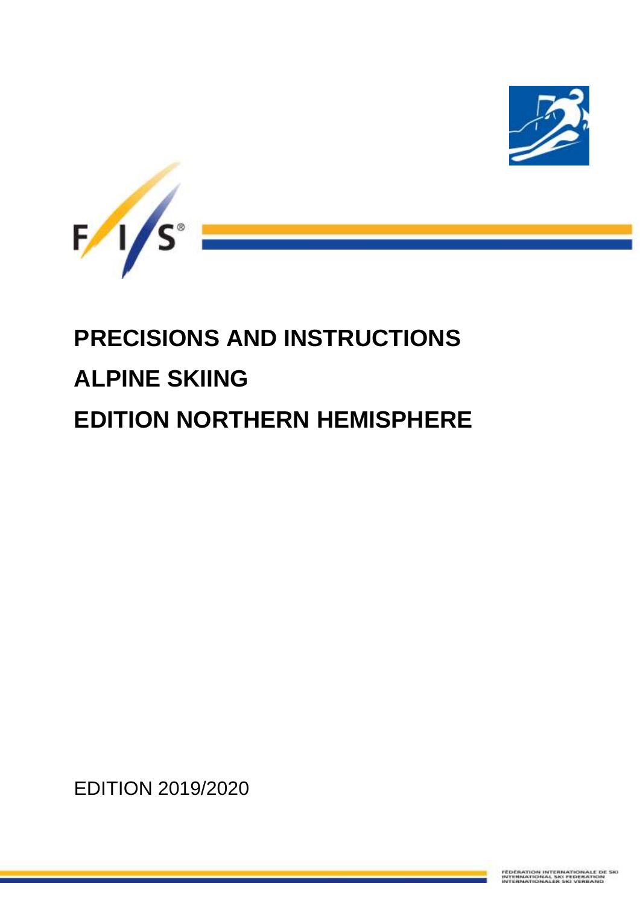# PRECISIONS AND INSTRUCTIONS

# ALPINE SKIING

# EDITION NORTHERN HEMISPHERE

EDITION 2019/2020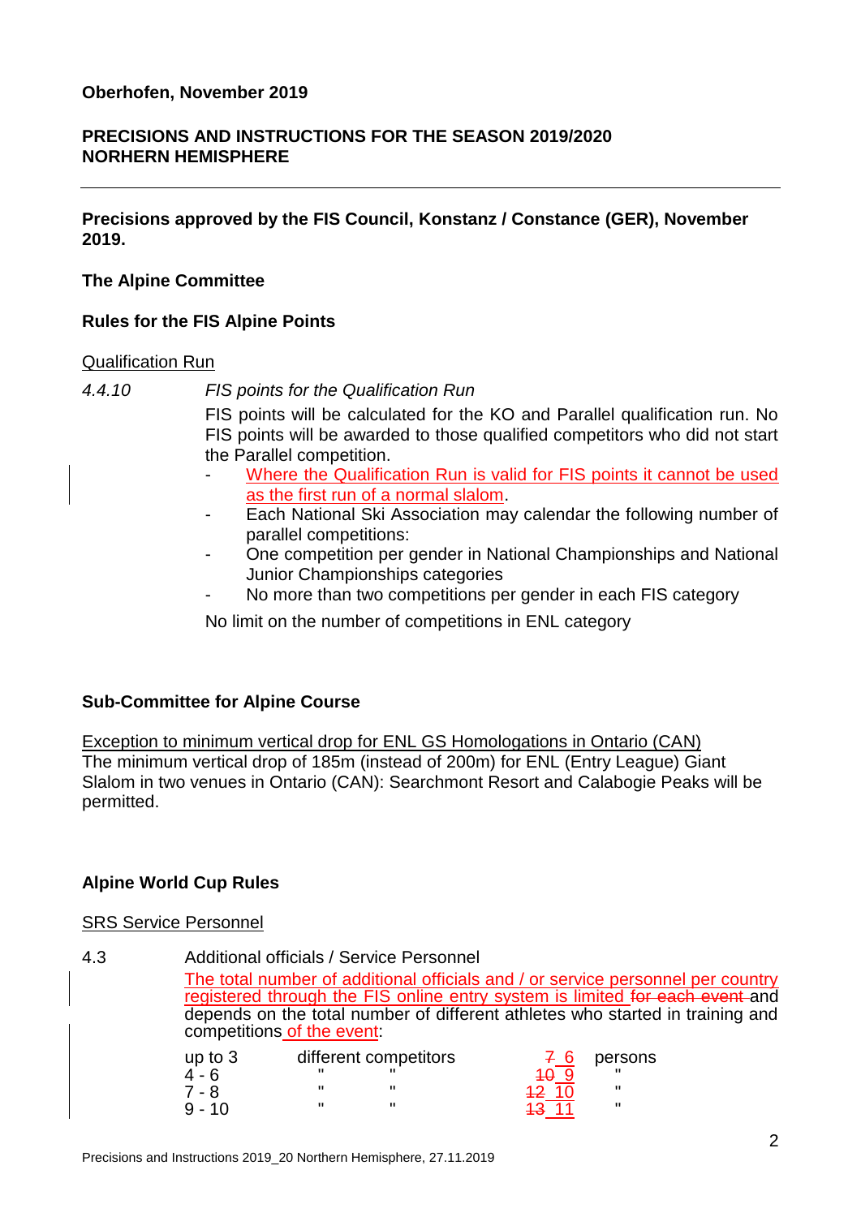**Oberhofen, November 2019**

**PRECISIONS AND INSTRUCTIONS FOR THE SEASON 2019/2020**
**NORHERN HEMISPHERE**

---

**Precisions approved by the FIS Council, Konstanz / Constance (GER), November 2019.**

**The Alpine Committee**

**Rules for the FIS Alpine Points**

Qualification Run

*4.4.10* *FIS points for the Qualification Run*

FIS points will be calculated for the KO and Parallel qualification run. No FIS points will be awarded to those qualified competitors who did not start the Parallel competition.

- Where the Qualification Run is valid for FIS points it cannot be used as the first run of a normal slalom.
- Each National Ski Association may calendar the following number of parallel competitions:
- One competition per gender in National Championships and National Junior Championships categories
- No more than two competitions per gender in each FIS category

No limit on the number of competitions in ENL category

**Sub-Committee for Alpine Course**

Exception to minimum vertical drop for ENL GS Homologations in Ontario (CAN)
The minimum vertical drop of 185m (instead of 200m) for ENL (Entry League) Giant Slalom in two venues in Ontario (CAN): Searchmont Resort and Calabogie Peaks will be permitted.

**Alpine World Cup Rules**

SRS Service Personnel

4.3 Additional officials / Service Personnel

The total number of additional officials and / or service personnel per country registered through the FIS online entry system is limited ~~for each event~~ and depends on the total number of different athletes who started in training and competitions of the event:

| | | | |
|---|---|---|---|
| up to 3 | different competitors | ~~7~~ 6 | persons |
| 4 - 6 | " " | ~~10~~ 9 | " |
| 7 - 8 | " " | ~~12~~ 10 | " |
| 9 - 10 | " " | ~~13~~ 11 | " |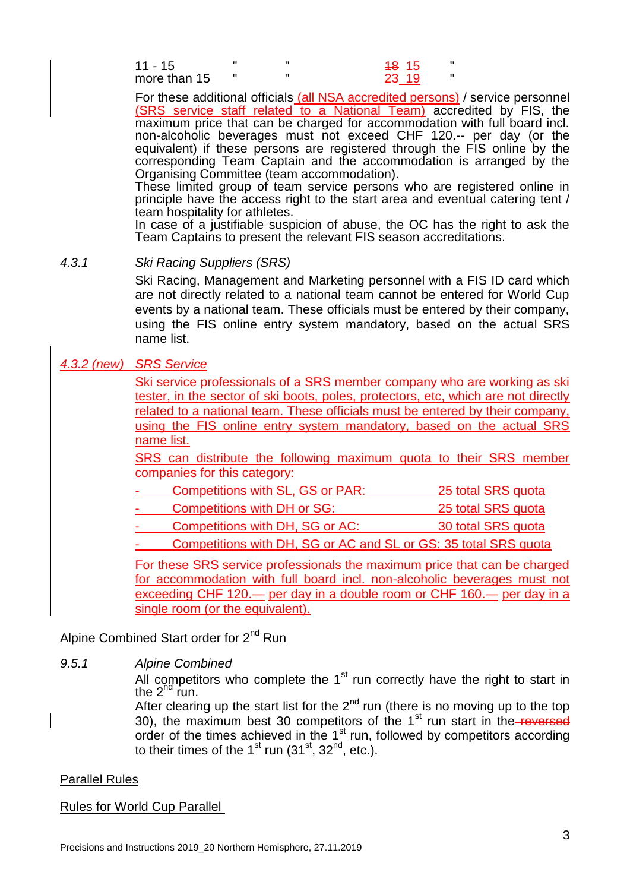| | | | | |
|---|---|---|---|---|
| 11 - 15 | " | " | ~~18~~ 15 | " |
| more than 15 | " | " | ~~23~~ 19 | " |

For these additional officials (all NSA accredited persons) / service personnel (SRS service staff related to a National Team) accredited by FIS, the maximum price that can be charged for accommodation with full board incl. non-alcoholic beverages must not exceed CHF 120.-- per day (or the equivalent) if these persons are registered through the FIS online by the corresponding Team Captain and the accommodation is arranged by the Organising Committee (team accommodation).

These limited group of team service persons who are registered online in principle have the access right to the start area and eventual catering tent / team hospitality for athletes.

In case of a justifiable suspicion of abuse, the OC has the right to ask the Team Captains to present the relevant FIS season accreditations.

*4.3.1 Ski Racing Suppliers (SRS)*

Ski Racing, Management and Marketing personnel with a FIS ID card which are not directly related to a national team cannot be entered for World Cup events by a national team. These officials must be entered by their company, using the FIS online entry system mandatory, based on the actual SRS name list.

*4.3.2 (new) SRS Service*

Ski service professionals of a SRS member company who are working as ski tester, in the sector of ski boots, poles, protectors, etc, which are not directly related to a national team. These officials must be entered by their company, using the FIS online entry system mandatory, based on the actual SRS name list.

SRS can distribute the following maximum quota to their SRS member companies for this category:

- Competitions with SL, GS or PAR: 25 total SRS quota
- Competitions with DH or SG: 25 total SRS quota
- Competitions with DH, SG or AC: 30 total SRS quota
- Competitions with DH, SG or AC and SL or GS: 35 total SRS quota

For these SRS service professionals the maximum price that can be charged for accommodation with full board incl. non-alcoholic beverages must not exceeding CHF 120.— per day in a double room or CHF 160.— per day in a single room (or the equivalent).

Alpine Combined Start order for 2nd Run

*9.5.1 Alpine Combined*

All competitors who complete the 1st run correctly have the right to start in the 2nd run.

After clearing up the start list for the 2nd run (there is no moving up to the top 30), the maximum best 30 competitors of the 1st run start in the ~~reversed~~ order of the times achieved in the 1st run, followed by competitors according to their times of the 1st run (31st, 32nd, etc.).

Parallel Rules

Rules for World Cup Parallel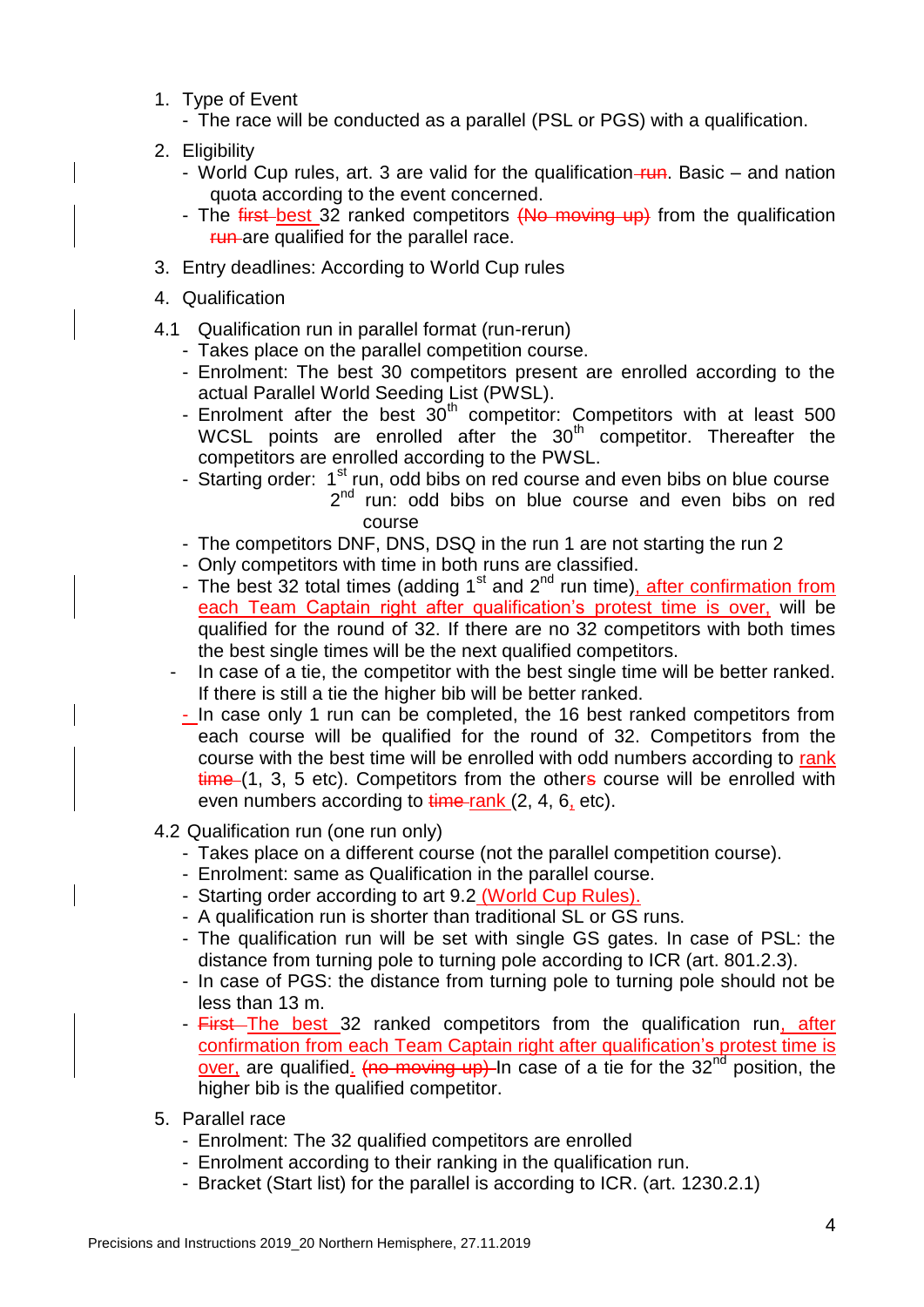1. Type of Event
   - The race will be conducted as a parallel (PSL or PGS) with a qualification.
2. Eligibility
   - World Cup rules, art. 3 are valid for the qualification ~~run~~. Basic – and nation quota according to the event concerned.
   - The ~~first~~ best 32 ranked competitors ~~(No moving up)~~ from the qualification ~~run~~ are qualified for the parallel race.
3. Entry deadlines: According to World Cup rules
4. Qualification

4.1 Qualification run in parallel format (run-rerun)

- Takes place on the parallel competition course.
- Enrolment: The best 30 competitors present are enrolled according to the actual Parallel World Seeding List (PWSL).
- Enrolment after the best 30th competitor: Competitors with at least 500 WCSL points are enrolled after the 30th competitor. Thereafter the competitors are enrolled according to the PWSL.
- Starting order: 1st run, odd bibs on red course and even bibs on blue course
  2nd run: odd bibs on blue course and even bibs on red course
- The competitors DNF, DNS, DSQ in the run 1 are not starting the run 2
- Only competitors with time in both runs are classified.
- The best 32 total times (adding 1st and 2nd run time), after confirmation from each Team Captain right after qualification's protest time is over, will be qualified for the round of 32. If there are no 32 competitors with both times the best single times will be the next qualified competitors.
- In case of a tie, the competitor with the best single time will be better ranked. If there is still a tie the higher bib will be better ranked.
- In case only 1 run can be completed, the 16 best ranked competitors from each course will be qualified for the round of 32. Competitors from the course with the best time will be enrolled with odd numbers according to rank ~~time~~ (1, 3, 5 etc). Competitors from the other~~s~~ course will be enrolled with even numbers according to ~~time~~ rank (2, 4, 6, etc).

4.2 Qualification run (one run only)

- Takes place on a different course (not the parallel competition course).
- Enrolment: same as Qualification in the parallel course.
- Starting order according to art 9.2 (World Cup Rules).
- A qualification run is shorter than traditional SL or GS runs.
- The qualification run will be set with single GS gates. In case of PSL: the distance from turning pole to turning pole according to ICR (art. 801.2.3).
- In case of PGS: the distance from turning pole to turning pole should not be less than 13 m.
- ~~First~~ The best 32 ranked competitors from the qualification run, after confirmation from each Team Captain right after qualification's protest time is over, are qualified. ~~(no moving up)~~ In case of a tie for the 32nd position, the higher bib is the qualified competitor.

5. Parallel race
   - Enrolment: The 32 qualified competitors are enrolled
   - Enrolment according to their ranking in the qualification run.
   - Bracket (Start list) for the parallel is according to ICR. (art. 1230.2.1)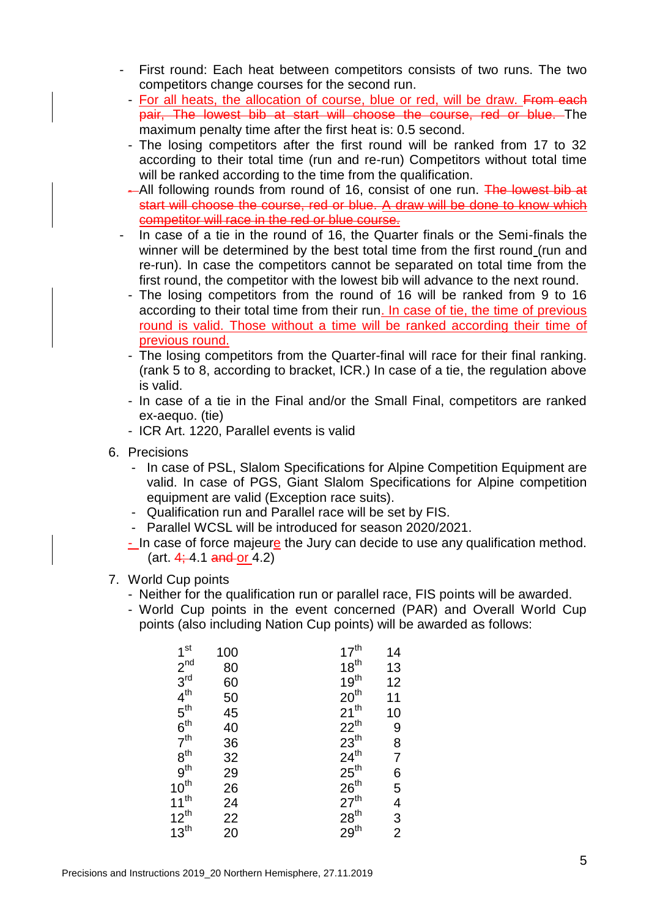- First round: Each heat between competitors consists of two runs. The two competitors change courses for the second run.
- For all heats, the allocation of course, blue or red, will be draw. ~~From each pair, The lowest bib at start will choose the course, red or blue.~~ The maximum penalty time after the first heat is: 0.5 second.
- The losing competitors after the first round will be ranked from 17 to 32 according to their total time (run and re-run) Competitors without total time will be ranked according to the time from the qualification.
- ~~-~~ All following rounds from round of 16, consist of one run. ~~The lowest bib at start will choose the course, red or blue. A draw will be done to know which competitor will race in the red or blue course.~~
- In case of a tie in the round of 16, the Quarter finals or the Semi-finals the winner will be determined by the best total time from the first round (run and re-run). In case the competitors cannot be separated on total time from the first round, the competitor with the lowest bib will advance to the next round.
- The losing competitors from the round of 16 will be ranked from 9 to 16 according to their total time from their run. In case of tie, the time of previous round is valid. Those without a time will be ranked according their time of previous round.
- The losing competitors from the Quarter-final will race for their final ranking. (rank 5 to 8, according to bracket, ICR.) In case of a tie, the regulation above is valid.
- In case of a tie in the Final and/or the Small Final, competitors are ranked ex-aequo. (tie)
- ICR Art. 1220, Parallel events is valid

6. Precisions
   - In case of PSL, Slalom Specifications for Alpine Competition Equipment are valid. In case of PGS, Giant Slalom Specifications for Alpine competition equipment are valid (Exception race suits).
   - Qualification run and Parallel race will be set by FIS.
   - Parallel WCSL will be introduced for season 2020/2021.
   - In case of force majeure the Jury can decide to use any qualification method. (art. 4; 4.1 ~~and~~ or 4.2)

7. World Cup points
   - Neither for the qualification run or parallel race, FIS points will be awarded.
   - World Cup points in the event concerned (PAR) and Overall World Cup points (also including Nation Cup points) will be awarded as follows:

| Rank | Points | Rank | Points |
|---|---|---|---|
| 1st | 100 | 17th | 14 |
| 2nd | 80 | 18th | 13 |
| 3rd | 60 | 19th | 12 |
| 4th | 50 | 20th | 11 |
| 5th | 45 | 21th | 10 |
| 6th | 40 | 22th | 9 |
| 7th | 36 | 23th | 8 |
| 8th | 32 | 24th | 7 |
| 9th | 29 | 25th | 6 |
| 10th | 26 | 26th | 5 |
| 11th | 24 | 27th | 4 |
| 12th | 22 | 28th | 3 |
| 13th | 20 | 29th | 2 |

Precisions and Instructions 2019_20 Northern Hemisphere, 27.11.2019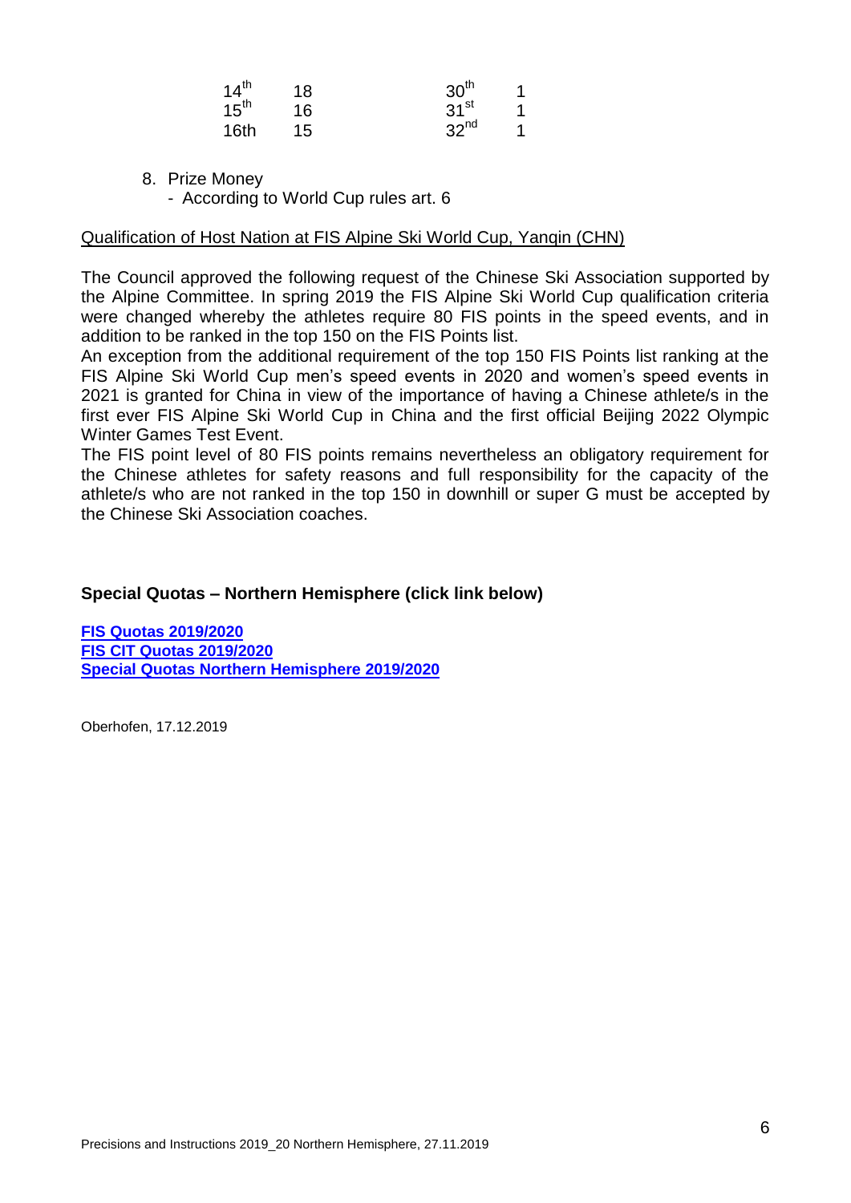| | | | |
|---|---|---|---|
| 14th | 18 | 30th | 1 |
| 15th | 16 | 31st | 1 |
| 16th | 15 | 32nd | 1 |

8. Prize Money
   - According to World Cup rules art. 6

Qualification of Host Nation at FIS Alpine Ski World Cup, Yanqin (CHN)

The Council approved the following request of the Chinese Ski Association supported by the Alpine Committee. In spring 2019 the FIS Alpine Ski World Cup qualification criteria were changed whereby the athletes require 80 FIS points in the speed events, and in addition to be ranked in the top 150 on the FIS Points list.
An exception from the additional requirement of the top 150 FIS Points list ranking at the FIS Alpine Ski World Cup men's speed events in 2020 and women's speed events in 2021 is granted for China in view of the importance of having a Chinese athlete/s in the first ever FIS Alpine Ski World Cup in China and the first official Beijing 2022 Olympic Winter Games Test Event.
The FIS point level of 80 FIS points remains nevertheless an obligatory requirement for the Chinese athletes for safety reasons and full responsibility for the capacity of the athlete/s who are not ranked in the top 150 in downhill or super G must be accepted by the Chinese Ski Association coaches.

**Special Quotas – Northern Hemisphere (click link below)**

**FIS Quotas 2019/2020**
**FIS CIT Quotas 2019/2020**
**Special Quotas Northern Hemisphere 2019/2020**

Oberhofen, 17.12.2019